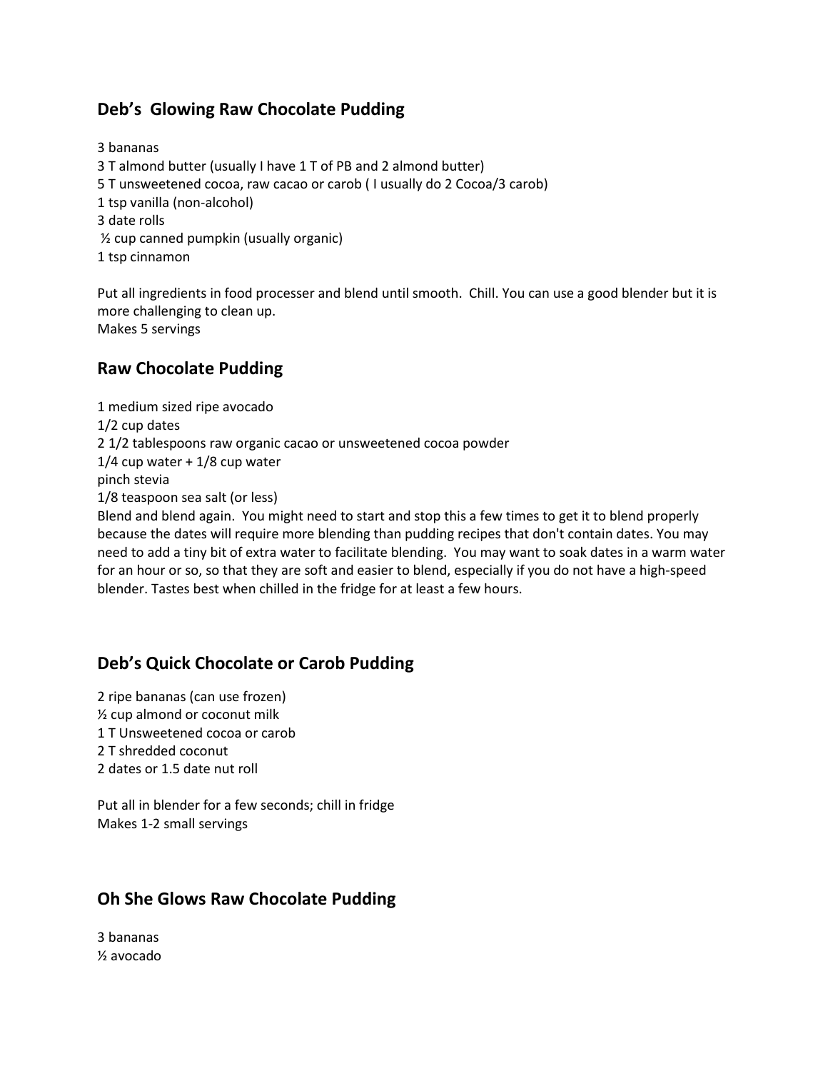## Deb's Glowing Raw Chocolate Pudding

3 bananas
3 T almond butter (usually I have 1 T of PB and 2 almond butter)
5 T unsweetened cocoa, raw cacao or carob ( I usually do 2 Cocoa/3 carob)
1 tsp vanilla (non-alcohol)
3 date rolls
½ cup canned pumpkin (usually organic)
1 tsp cinnamon

Put all ingredients in food processer and blend until smooth. Chill. You can use a good blender but it is more challenging to clean up.
Makes 5 servings

## Raw Chocolate Pudding

1 medium sized ripe avocado
1/2 cup dates
2 1/2 tablespoons raw organic cacao or unsweetened cocoa powder
1/4 cup water + 1/8 cup water
pinch stevia
1/8 teaspoon sea salt (or less)
Blend and blend again. You might need to start and stop this a few times to get it to blend properly because the dates will require more blending than pudding recipes that don't contain dates. You may need to add a tiny bit of extra water to facilitate blending. You may want to soak dates in a warm water for an hour or so, so that they are soft and easier to blend, especially if you do not have a high-speed blender. Tastes best when chilled in the fridge for at least a few hours.

## Deb's Quick Chocolate or Carob Pudding

2 ripe bananas (can use frozen)
½ cup almond or coconut milk
1 T Unsweetened cocoa or carob
2 T shredded coconut
2 dates or 1.5 date nut roll

Put all in blender for a few seconds; chill in fridge
Makes 1-2 small servings

## Oh She Glows Raw Chocolate Pudding

3 bananas
½ avocado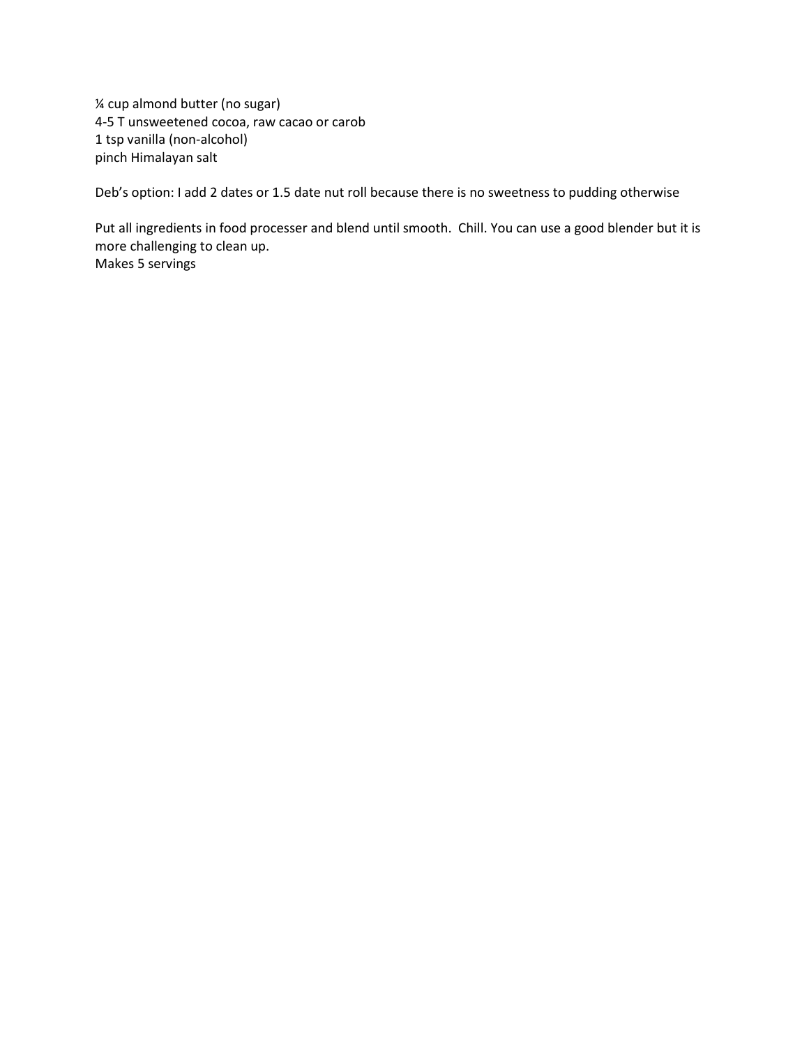¼ cup almond butter (no sugar)
4-5 T unsweetened cocoa, raw cacao or carob
1 tsp vanilla (non-alcohol)
pinch Himalayan salt

Deb's option: I add 2 dates or 1.5 date nut roll because there is no sweetness to pudding otherwise

Put all ingredients in food processer and blend until smooth. Chill. You can use a good blender but it is more challenging to clean up.
Makes 5 servings